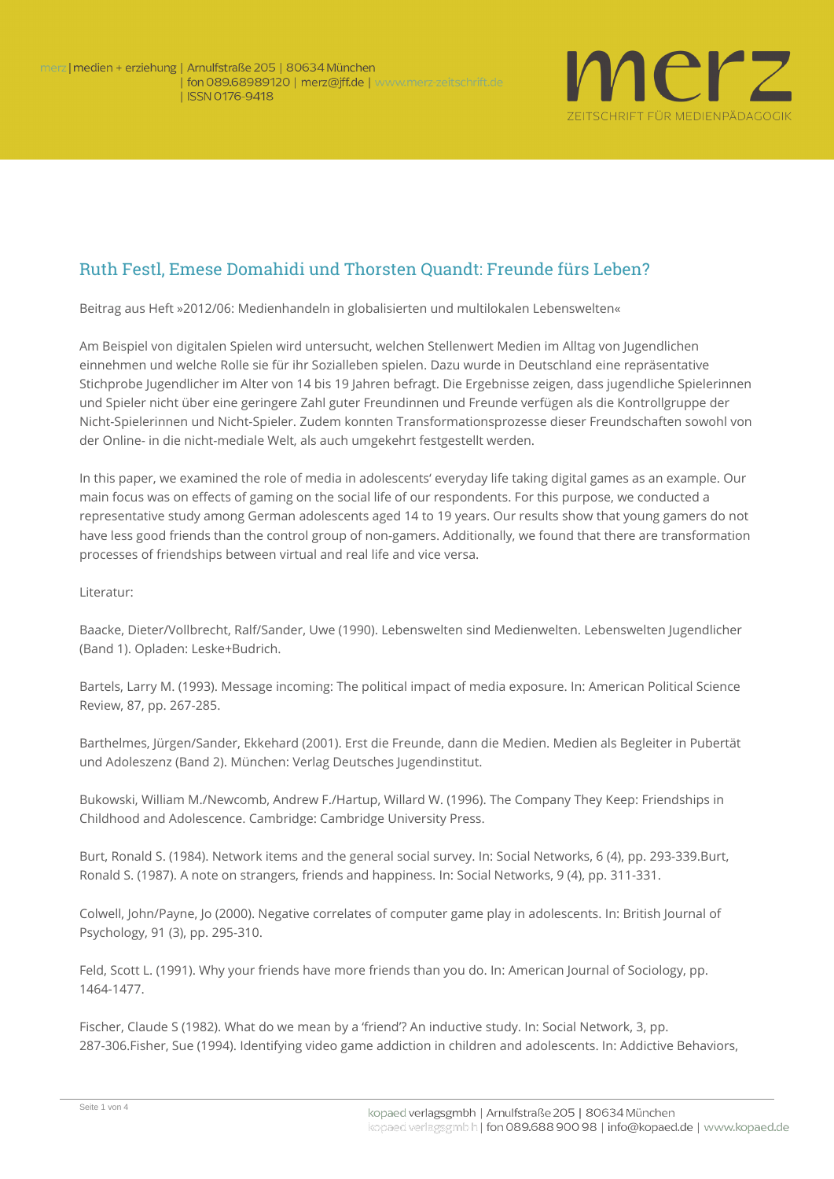## Ruth Festl, Emese Domahidi und Thorsten Quandt: Freunde fürs Leben?

Beitrag aus Heft »2012/06: Medienhandeln in globalisierten und multilokalen Lebenswelten«

Am Beispiel von digitalen Spielen wird untersucht, welchen Stellenwert Medien im Alltag von Jugendlichen einnehmen und welche Rolle sie für ihr Sozialleben spielen. Dazu wurde in Deutschland eine repräsentative Stichprobe Jugendlicher im Alter von 14 bis 19 Jahren befragt. Die Ergebnisse zeigen, dass jugendliche Spielerinnen und Spieler nicht über eine geringere Zahl guter Freundinnen und Freunde verfügen als die Kontrollgruppe der Nicht-Spielerinnen und Nicht-Spieler. Zudem konnten Transformationsprozesse dieser Freundschaften sowohl von der Online- in die nicht-mediale Welt, als auch umgekehrt festgestellt werden.

In this paper, we examined the role of media in adolescents' everyday life taking digital games as an example. Our main focus was on effects of gaming on the social life of our respondents. For this purpose, we conducted a representative study among German adolescents aged 14 to 19 years. Our results show that young gamers do not have less good friends than the control group of non-gamers. Additionally, we found that there are transformation processes of friendships between virtual and real life and vice versa.

Literatur:

Baacke, Dieter/Vollbrecht, Ralf/Sander, Uwe (1990). Lebenswelten sind Medienwelten. Lebenswelten Jugendlicher (Band 1). Opladen: Leske+Budrich.

Bartels, Larry M. (1993). Message incoming: The political impact of media exposure. In: American Political Science Review, 87, pp. 267-285.

Barthelmes, Jürgen/Sander, Ekkehard (2001). Erst die Freunde, dann die Medien. Medien als Begleiter in Pubertät und Adoleszenz (Band 2). München: Verlag Deutsches Jugendinstitut.

Bukowski, William M./Newcomb, Andrew F./Hartup, Willard W. (1996). The Company They Keep: Friendships in Childhood and Adolescence. Cambridge: Cambridge University Press.

Burt, Ronald S. (1984). Network items and the general social survey. In: Social Networks, 6 (4), pp. 293-339.Burt, Ronald S. (1987). A note on strangers, friends and happiness. In: Social Networks, 9 (4), pp. 311-331.

Colwell, John/Payne, Jo (2000). Negative correlates of computer game play in adolescents. In: British Journal of Psychology, 91 (3), pp. 295-310.

Feld, Scott L. (1991). Why your friends have more friends than you do. In: American Journal of Sociology, pp. 1464-1477.

Fischer, Claude S (1982). What do we mean by a 'friend'? An inductive study. In: Social Network, 3, pp. 287-306.Fisher, Sue (1994). Identifying video game addiction in children and adolescents. In: Addictive Behaviors,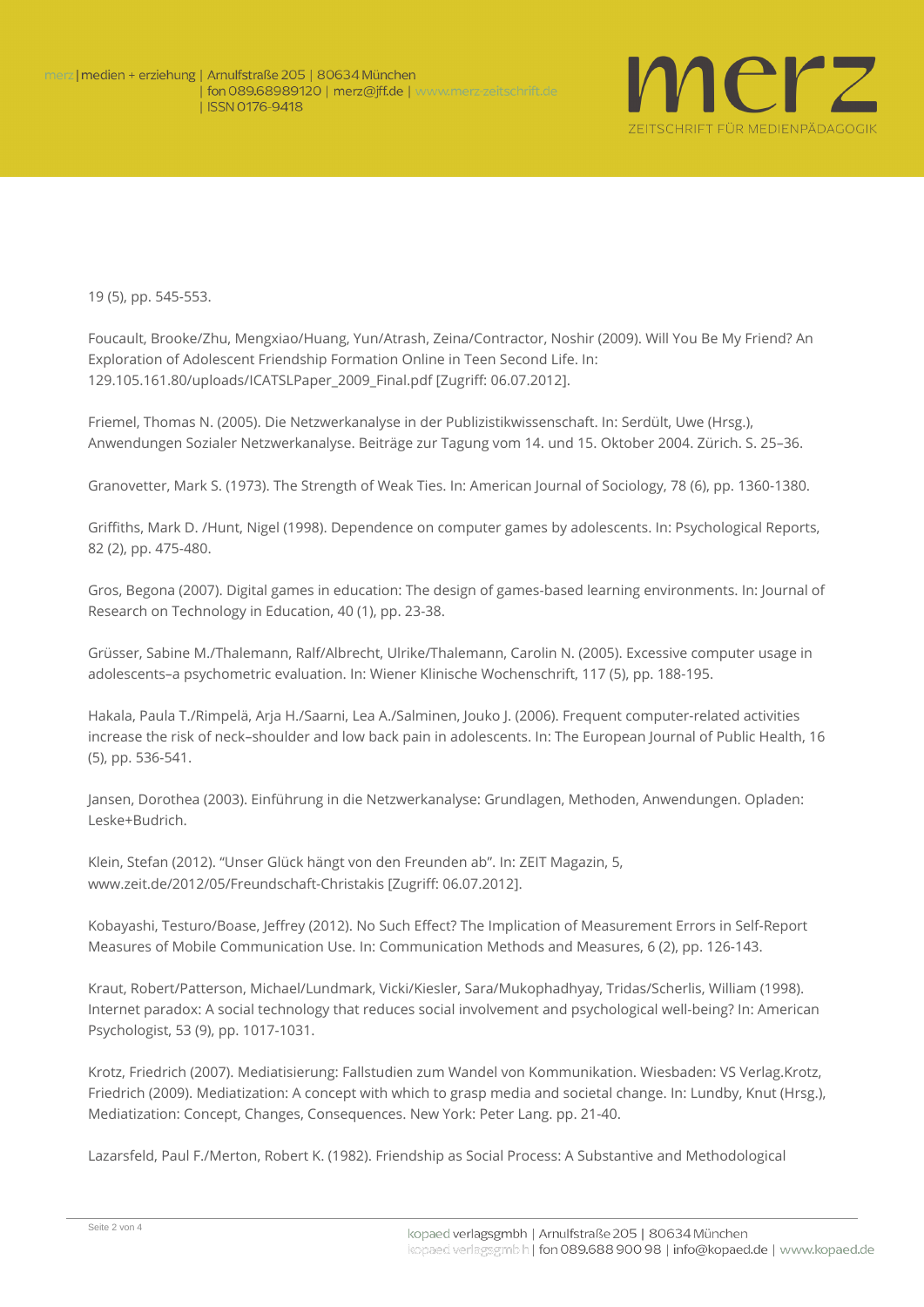19 (5), pp. 545-553.

Foucault, Brooke/Zhu, Mengxiao/Huang, Yun/Atrash, Zeina/Contractor, Noshir (2009). Will You Be My Friend? An Exploration of Adolescent Friendship Formation Online in Teen Second Life. In: 129.105.161.80/uploads/ICATSLPaper_2009_Final.pdf [Zugriff: 06.07.2012].

Friemel, Thomas N. (2005). Die Netzwerkanalyse in der Publizistikwissenschaft. In: Serdült, Uwe (Hrsg.), Anwendungen Sozialer Netzwerkanalyse. Beiträge zur Tagung vom 14. und 15. Oktober 2004. Zürich. S. 25–36.

Granovetter, Mark S. (1973). The Strength of Weak Ties. In: American Journal of Sociology, 78 (6), pp. 1360-1380.

Griffiths, Mark D. /Hunt, Nigel (1998). Dependence on computer games by adolescents. In: Psychological Reports, 82 (2), pp. 475-480.

Gros, Begona (2007). Digital games in education: The design of games-based learning environments. In: Journal of Research on Technology in Education, 40 (1), pp. 23-38.

Grüsser, Sabine M./Thalemann, Ralf/Albrecht, Ulrike/Thalemann, Carolin N. (2005). Excessive computer usage in adolescents–a psychometric evaluation. In: Wiener Klinische Wochenschrift, 117 (5), pp. 188-195.

Hakala, Paula T./Rimpelä, Arja H./Saarni, Lea A./Salminen, Jouko J. (2006). Frequent computer-related activities increase the risk of neck–shoulder and low back pain in adolescents. In: The European Journal of Public Health, 16 (5), pp. 536-541.

Jansen, Dorothea (2003). Einführung in die Netzwerkanalyse: Grundlagen, Methoden, Anwendungen. Opladen: Leske+Budrich.

Klein, Stefan (2012). "Unser Glück hängt von den Freunden ab". In: ZEIT Magazin, 5, www.zeit.de/2012/05/Freundschaft-Christakis [Zugriff: 06.07.2012].

Kobayashi, Testuro/Boase, Jeffrey (2012). No Such Effect? The Implication of Measurement Errors in Self-Report Measures of Mobile Communication Use. In: Communication Methods and Measures, 6 (2), pp. 126-143.

Kraut, Robert/Patterson, Michael/Lundmark, Vicki/Kiesler, Sara/Mukophadhyay, Tridas/Scherlis, William (1998). Internet paradox: A social technology that reduces social involvement and psychological well-being? In: American Psychologist, 53 (9), pp. 1017-1031.

Krotz, Friedrich (2007). Mediatisierung: Fallstudien zum Wandel von Kommunikation. Wiesbaden: VS Verlag.Krotz, Friedrich (2009). Mediatization: A concept with which to grasp media and societal change. In: Lundby, Knut (Hrsg.), Mediatization: Concept, Changes, Consequences. New York: Peter Lang. pp. 21-40.

Lazarsfeld, Paul F./Merton, Robert K. (1982). Friendship as Social Process: A Substantive and Methodological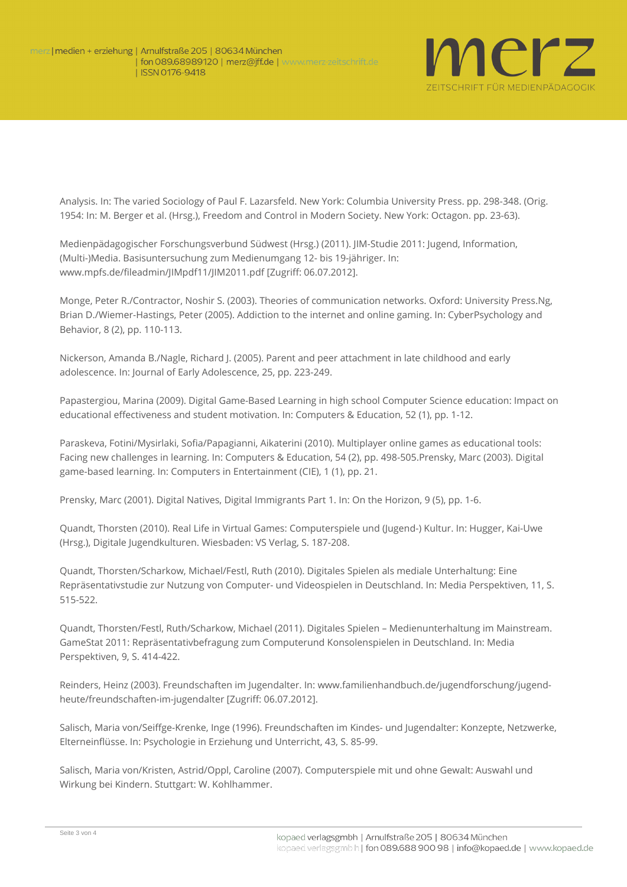Analysis. In: The varied Sociology of Paul F. Lazarsfeld. New York: Columbia University Press. pp. 298-348. (Orig. 1954: In: M. Berger et al. (Hrsg.), Freedom and Control in Modern Society. New York: Octagon. pp. 23-63).

Medienpädagogischer Forschungsverbund Südwest (Hrsg.) (2011). JIM-Studie 2011: Jugend, Information, (Multi-)Media. Basisuntersuchung zum Medienumgang 12- bis 19-jähriger. In: www.mpfs.de/fileadmin/JIMpdf11/JIM2011.pdf [Zugriff: 06.07.2012].

Monge, Peter R./Contractor, Noshir S. (2003). Theories of communication networks. Oxford: University Press.Ng, Brian D./Wiemer-Hastings, Peter (2005). Addiction to the internet and online gaming. In: CyberPsychology and Behavior, 8 (2), pp. 110-113.

Nickerson, Amanda B./Nagle, Richard J. (2005). Parent and peer attachment in late childhood and early adolescence. In: Journal of Early Adolescence, 25, pp. 223-249.

Papastergiou, Marina (2009). Digital Game-Based Learning in high school Computer Science education: Impact on educational effectiveness and student motivation. In: Computers & Education, 52 (1), pp. 1-12.

Paraskeva, Fotini/Mysirlaki, Sofia/Papagianni, Aikaterini (2010). Multiplayer online games as educational tools: Facing new challenges in learning. In: Computers & Education, 54 (2), pp. 498-505.Prensky, Marc (2003). Digital game-based learning. In: Computers in Entertainment (CIE), 1 (1), pp. 21.

Prensky, Marc (2001). Digital Natives, Digital Immigrants Part 1. In: On the Horizon, 9 (5), pp. 1-6.

Quandt, Thorsten (2010). Real Life in Virtual Games: Computerspiele und (Jugend-) Kultur. In: Hugger, Kai-Uwe (Hrsg.), Digitale Jugendkulturen. Wiesbaden: VS Verlag, S. 187-208.

Quandt, Thorsten/Scharkow, Michael/Festl, Ruth (2010). Digitales Spielen als mediale Unterhaltung: Eine Repräsentativstudie zur Nutzung von Computer- und Videospielen in Deutschland. In: Media Perspektiven, 11, S. 515-522.

Quandt, Thorsten/Festl, Ruth/Scharkow, Michael (2011). Digitales Spielen – Medienunterhaltung im Mainstream. GameStat 2011: Repräsentativbefragung zum Computerund Konsolenspielen in Deutschland. In: Media Perspektiven, 9, S. 414-422.

Reinders, Heinz (2003). Freundschaften im Jugendalter. In: www.familienhandbuch.de/jugendforschung/jugend-heute/freundschaften-im-jugendalter [Zugriff: 06.07.2012].

Salisch, Maria von/Seiffge-Krenke, Inge (1996). Freundschaften im Kindes- und Jugendalter: Konzepte, Netzwerke, Elterneinflüsse. In: Psychologie in Erziehung und Unterricht, 43, S. 85-99.

Salisch, Maria von/Kristen, Astrid/Oppl, Caroline (2007). Computerspiele mit und ohne Gewalt: Auswahl und Wirkung bei Kindern. Stuttgart: W. Kohlhammer.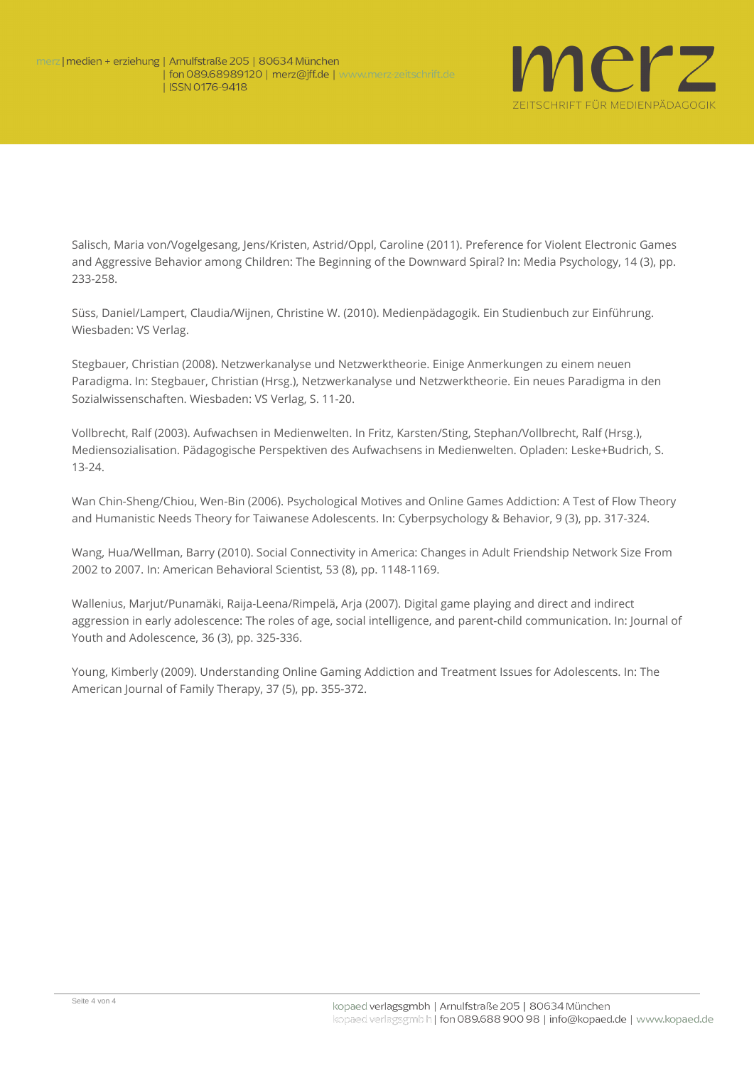Salisch, Maria von/Vogelgesang, Jens/Kristen, Astrid/Oppl, Caroline (2011). Preference for Violent Electronic Games and Aggressive Behavior among Children: The Beginning of the Downward Spiral? In: Media Psychology, 14 (3), pp. 233-258.

Süss, Daniel/Lampert, Claudia/Wijnen, Christine W. (2010). Medienpädagogik. Ein Studienbuch zur Einführung. Wiesbaden: VS Verlag.

Stegbauer, Christian (2008). Netzwerkanalyse und Netzwerktheorie. Einige Anmerkungen zu einem neuen Paradigma. In: Stegbauer, Christian (Hrsg.), Netzwerkanalyse und Netzwerktheorie. Ein neues Paradigma in den Sozialwissenschaften. Wiesbaden: VS Verlag, S. 11-20.

Vollbrecht, Ralf (2003). Aufwachsen in Medienwelten. In Fritz, Karsten/Sting, Stephan/Vollbrecht, Ralf (Hrsg.), Mediensozialisation. Pädagogische Perspektiven des Aufwachsens in Medienwelten. Opladen: Leske+Budrich, S. 13-24.

Wan Chin-Sheng/Chiou, Wen-Bin (2006). Psychological Motives and Online Games Addiction: A Test of Flow Theory and Humanistic Needs Theory for Taiwanese Adolescents. In: Cyberpsychology & Behavior, 9 (3), pp. 317-324.

Wang, Hua/Wellman, Barry (2010). Social Connectivity in America: Changes in Adult Friendship Network Size From 2002 to 2007. In: American Behavioral Scientist, 53 (8), pp. 1148-1169.

Wallenius, Marjut/Punamäki, Raija-Leena/Rimpelä, Arja (2007). Digital game playing and direct and indirect aggression in early adolescence: The roles of age, social intelligence, and parent-child communication. In: Journal of Youth and Adolescence, 36 (3), pp. 325-336.

Young, Kimberly (2009). Understanding Online Gaming Addiction and Treatment Issues for Adolescents. In: The American Journal of Family Therapy, 37 (5), pp. 355-372.